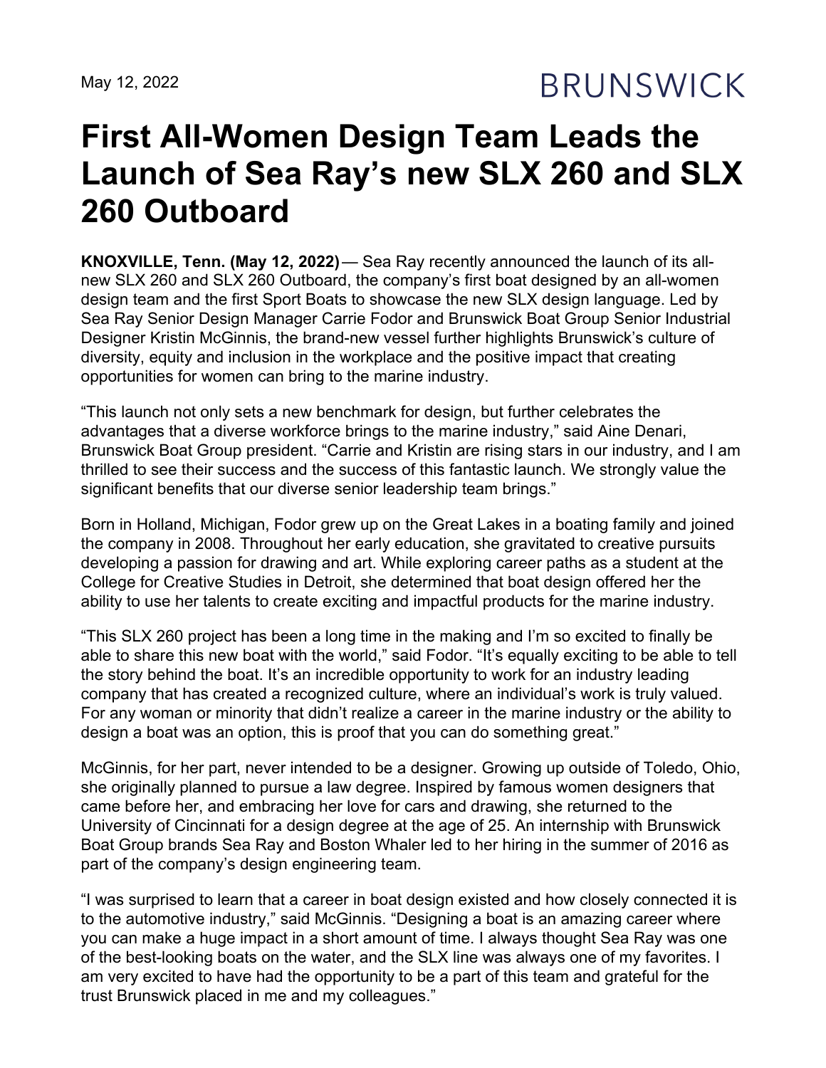May 12, 2022

BRUNSWICK

# First All-Women Design Team Leads the Launch of Sea Ray's new SLX 260 and SLX 260 Outboard

**KNOXVILLE, Tenn. (May 12, 2022)** — Sea Ray recently announced the launch of its all-new SLX 260 and SLX 260 Outboard, the company's first boat designed by an all-women design team and the first Sport Boats to showcase the new SLX design language. Led by Sea Ray Senior Design Manager Carrie Fodor and Brunswick Boat Group Senior Industrial Designer Kristin McGinnis, the brand-new vessel further highlights Brunswick's culture of diversity, equity and inclusion in the workplace and the positive impact that creating opportunities for women can bring to the marine industry.

"This launch not only sets a new benchmark for design, but further celebrates the advantages that a diverse workforce brings to the marine industry," said Aine Denari, Brunswick Boat Group president. "Carrie and Kristin are rising stars in our industry, and I am thrilled to see their success and the success of this fantastic launch. We strongly value the significant benefits that our diverse senior leadership team brings."

Born in Holland, Michigan, Fodor grew up on the Great Lakes in a boating family and joined the company in 2008. Throughout her early education, she gravitated to creative pursuits developing a passion for drawing and art. While exploring career paths as a student at the College for Creative Studies in Detroit, she determined that boat design offered her the ability to use her talents to create exciting and impactful products for the marine industry.

"This SLX 260 project has been a long time in the making and I'm so excited to finally be able to share this new boat with the world," said Fodor. "It's equally exciting to be able to tell the story behind the boat. It's an incredible opportunity to work for an industry leading company that has created a recognized culture, where an individual's work is truly valued. For any woman or minority that didn't realize a career in the marine industry or the ability to design a boat was an option, this is proof that you can do something great."

McGinnis, for her part, never intended to be a designer. Growing up outside of Toledo, Ohio, she originally planned to pursue a law degree. Inspired by famous women designers that came before her, and embracing her love for cars and drawing, she returned to the University of Cincinnati for a design degree at the age of 25. An internship with Brunswick Boat Group brands Sea Ray and Boston Whaler led to her hiring in the summer of 2016 as part of the company's design engineering team.

"I was surprised to learn that a career in boat design existed and how closely connected it is to the automotive industry," said McGinnis. "Designing a boat is an amazing career where you can make a huge impact in a short amount of time. I always thought Sea Ray was one of the best-looking boats on the water, and the SLX line was always one of my favorites. I am very excited to have had the opportunity to be a part of this team and grateful for the trust Brunswick placed in me and my colleagues."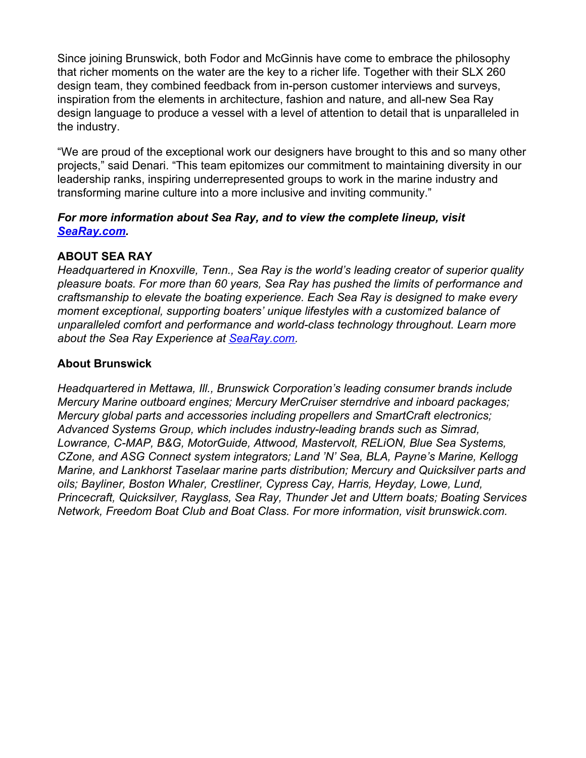Since joining Brunswick, both Fodor and McGinnis have come to embrace the philosophy that richer moments on the water are the key to a richer life. Together with their SLX 260 design team, they combined feedback from in-person customer interviews and surveys, inspiration from the elements in architecture, fashion and nature, and all-new Sea Ray design language to produce a vessel with a level of attention to detail that is unparalleled in the industry.

"We are proud of the exceptional work our designers have brought to this and so many other projects," said Denari. "This team epitomizes our commitment to maintaining diversity in our leadership ranks, inspiring underrepresented groups to work in the marine industry and transforming marine culture into a more inclusive and inviting community."

***For more information about Sea Ray, and to view the complete lineup, visit [SeaRay.com](https://SeaRay.com).***

**ABOUT SEA RAY**

*Headquartered in Knoxville, Tenn., Sea Ray is the world's leading creator of superior quality pleasure boats. For more than 60 years, Sea Ray has pushed the limits of performance and craftsmanship to elevate the boating experience. Each Sea Ray is designed to make every moment exceptional, supporting boaters' unique lifestyles with a customized balance of unparalleled comfort and performance and world-class technology throughout. Learn more about the Sea Ray Experience at [SeaRay.com](https://SeaRay.com).*

**About Brunswick**

*Headquartered in Mettawa, Ill., Brunswick Corporation's leading consumer brands include Mercury Marine outboard engines; Mercury MerCruiser sterndrive and inboard packages; Mercury global parts and accessories including propellers and SmartCraft electronics; Advanced Systems Group, which includes industry-leading brands such as Simrad, Lowrance, C-MAP, B&G, MotorGuide, Attwood, Mastervolt, RELiON, Blue Sea Systems, CZone, and ASG Connect system integrators; Land 'N' Sea, BLA, Payne's Marine, Kellogg Marine, and Lankhorst Taselaar marine parts distribution; Mercury and Quicksilver parts and oils; Bayliner, Boston Whaler, Crestliner, Cypress Cay, Harris, Heyday, Lowe, Lund, Princecraft, Quicksilver, Rayglass, Sea Ray, Thunder Jet and Uttern boats; Boating Services Network, Freedom Boat Club and Boat Class. For more information, visit brunswick.com.*